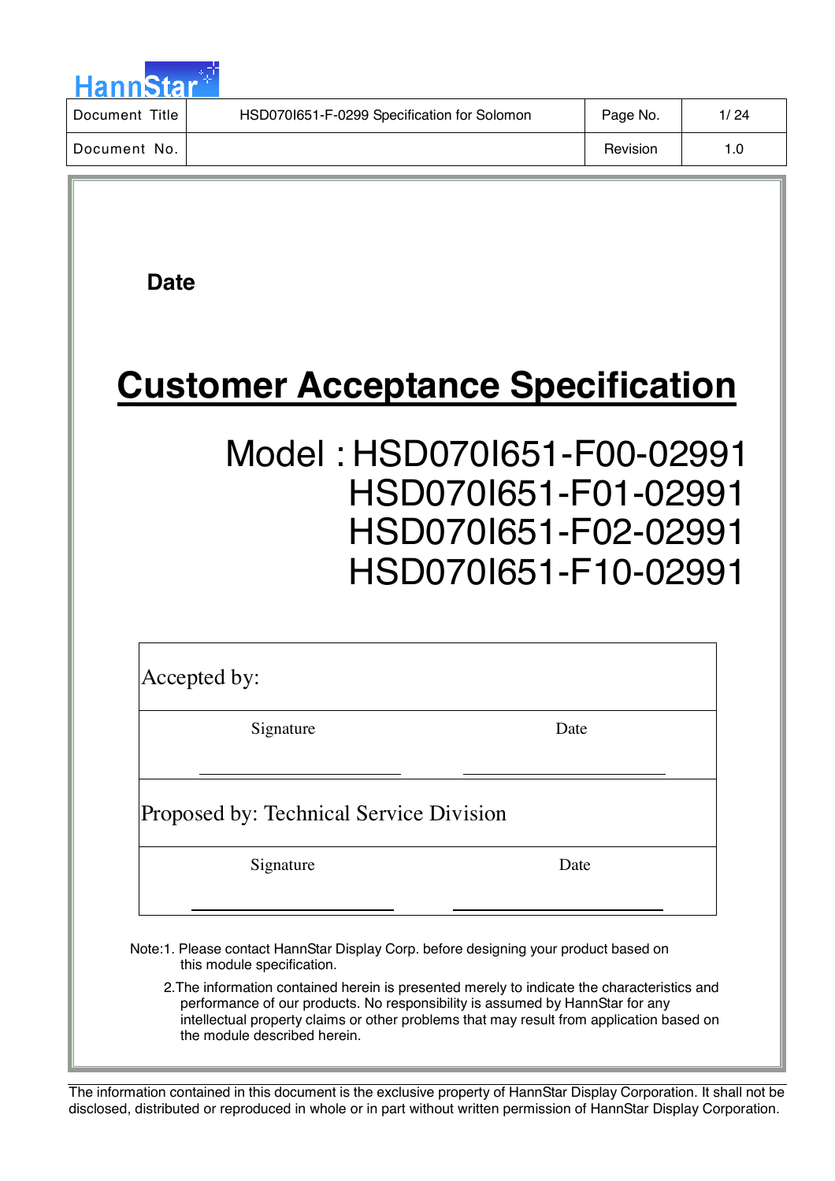| Document Title | HSD070I651-F-0299 Specification for Solomon | Page No. | 1/ 24 |
| --- | --- | --- | --- |
| Document No. | | Revision | 1.0 |

**Date**

# Customer Acceptance Specification

Model : HSD070I651-F00-02991
HSD070I651-F01-02991
HSD070I651-F02-02991
HSD070I651-F10-02991

| Accepted by: | |
| --- | --- |
| Signature | Date |
| Proposed by: Technical Service Division | |
| Signature | Date |

Note:1. Please contact HannStar Display Corp. before designing your product based on this module specification.

2. The information contained herein is presented merely to indicate the characteristics and performance of our products. No responsibility is assumed by HannStar for any intellectual property claims or other problems that may result from application based on the module described herein.

The information contained in this document is the exclusive property of HannStar Display Corporation. It shall not be disclosed, distributed or reproduced in whole or in part without written permission of HannStar Display Corporation.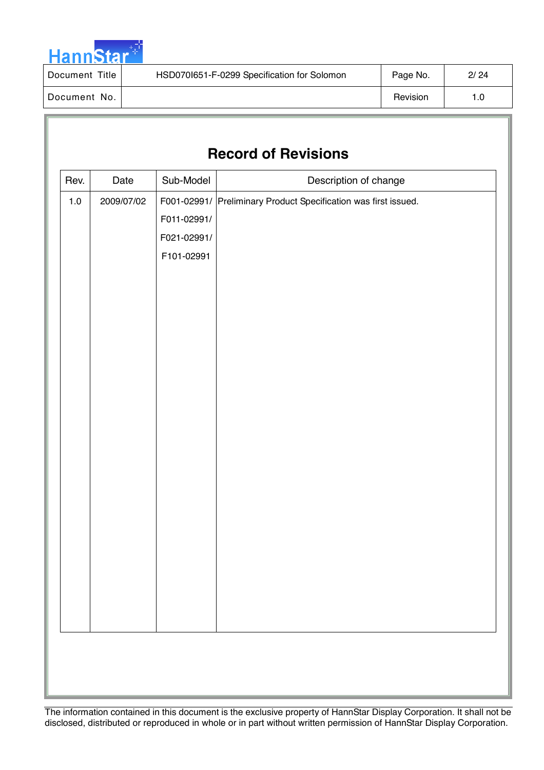# Record of Revisions

| Rev. | Date | Sub-Model | Description of change |
|---|---|---|---|
| 1.0 | 2009/07/02 | F001-02991/ F011-02991/ F021-02991/ F101-02991 | Preliminary Product Specification was first issued. |

The information contained in this document is the exclusive property of HannStar Display Corporation. It shall not be disclosed, distributed or reproduced in whole or in part without written permission of HannStar Display Corporation.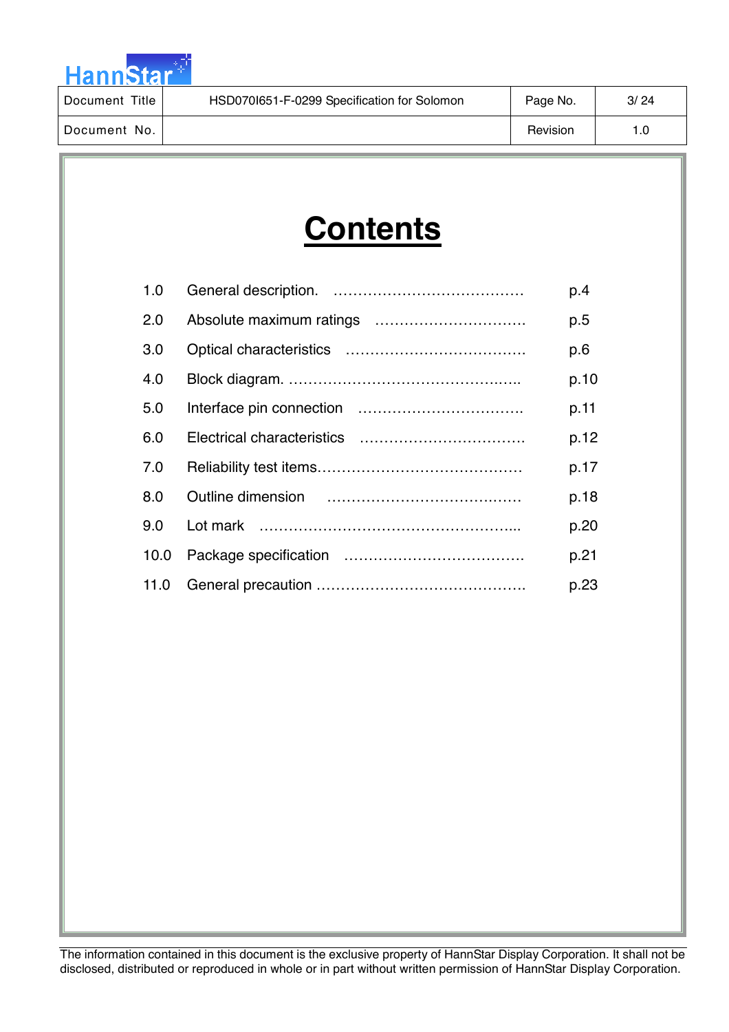# Contents

| | | |
|---|---|---|
| 1.0 | General description. ………………………………… | p.4 |
| 2.0 | Absolute maximum ratings ………………………….. | p.5 |
| 3.0 | Optical characteristics ……………………………….. | p.6 |
| 4.0 | Block diagram. ………………………………………….. | p.10 |
| 5.0 | Interface pin connection ……………………………. | p.11 |
| 6.0 | Electrical characteristics ……………………………. | p.12 |
| 7.0 | Reliability test items…………………………………… | p.17 |
| 8.0 | Outline dimension …………………………………… | p.18 |
| 9.0 | Lot mark …………………………………………….... | p.20 |
| 10.0 | Package specification ………………………………. | p.21 |
| 11.0 | General precaution ……………………………………. | p.23 |

The information contained in this document is the exclusive property of HannStar Display Corporation. It shall not be disclosed, distributed or reproduced in whole or in part without written permission of HannStar Display Corporation.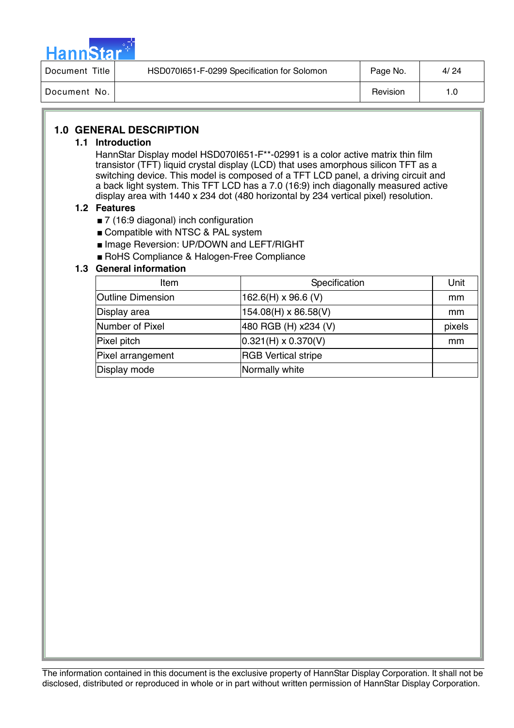# 1.0 GENERAL DESCRIPTION

## 1.1 Introduction

HannStar Display model HSD070I651-F**-02991 is a color active matrix thin film transistor (TFT) liquid crystal display (LCD) that uses amorphous silicon TFT as a switching device. This model is composed of a TFT LCD panel, a driving circuit and a back light system. This TFT LCD has a 7.0 (16:9) inch diagonally measured active display area with 1440 x 234 dot (480 horizontal by 234 vertical pixel) resolution.

## 1.2 Features

- 7 (16:9 diagonal) inch configuration
- Compatible with NTSC & PAL system
- Image Reversion: UP/DOWN and LEFT/RIGHT
- RoHS Compliance & Halogen-Free Compliance

## 1.3 General information

| Item | Specification | Unit |
|---|---|---|
| Outline Dimension | 162.6(H) x 96.6 (V) | mm |
| Display area | 154.08(H) x 86.58(V) | mm |
| Number of Pixel | 480 RGB (H) x234 (V) | pixels |
| Pixel pitch | 0.321(H) x 0.370(V) | mm |
| Pixel arrangement | RGB Vertical stripe | |
| Display mode | Normally white | |

The information contained in this document is the exclusive property of HannStar Display Corporation. It shall not be disclosed, distributed or reproduced in whole or in part without written permission of HannStar Display Corporation.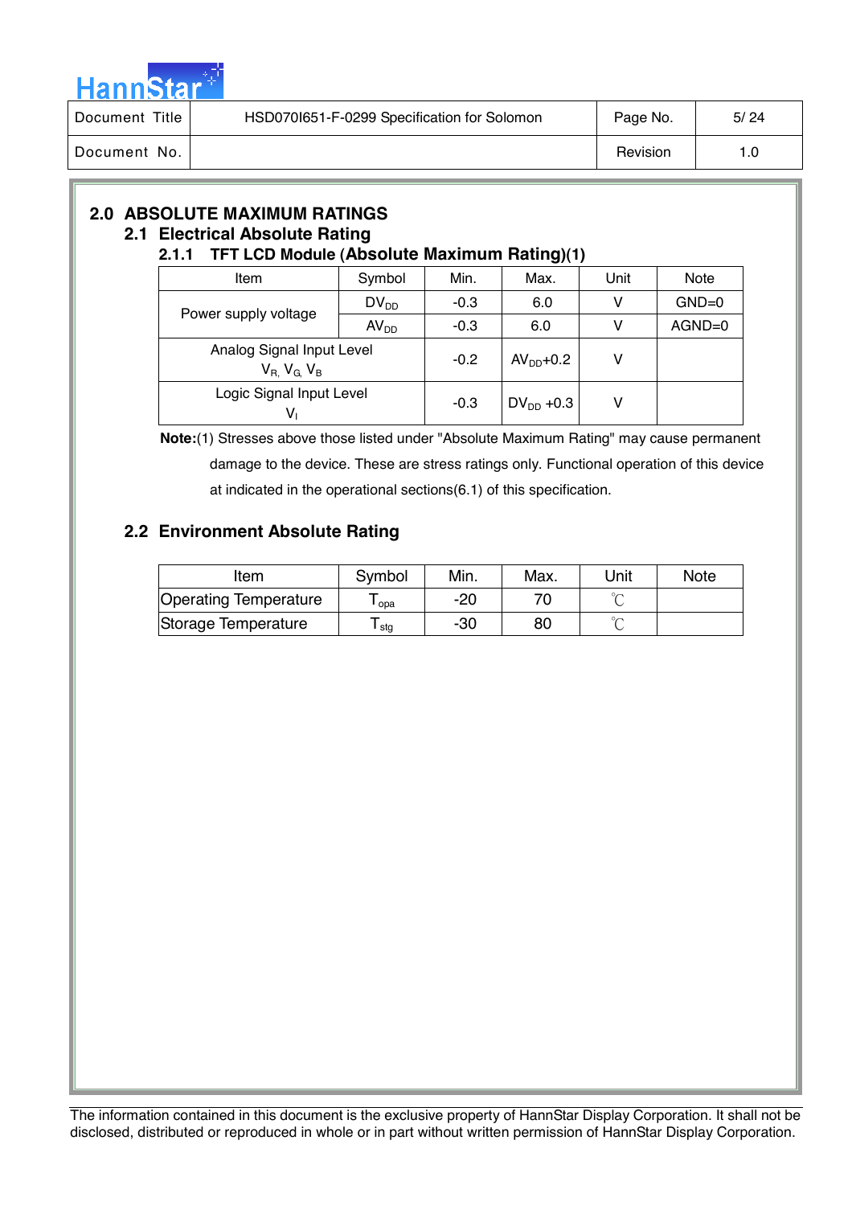## 2.0 ABSOLUTE MAXIMUM RATINGS

### 2.1 Electrical Absolute Rating

#### 2.1.1 TFT LCD Module (Absolute Maximum Rating)(1)

| Item | Symbol | Min. | Max. | Unit | Note |
|---|---|---|---|---|---|
| Power supply voltage | $DV_{DD}$ | -0.3 | 6.0 | V | GND=0 |
| | $AV_{DD}$ | -0.3 | 6.0 | V | AGND=0 |
| Analog Signal Input Level $V_R$, $V_G$, $V_B$ | | -0.2 | $AV_{DD}$+0.2 | V | |
| Logic Signal Input Level $V_I$ | | -0.3 | $DV_{DD}$ +0.3 | V | |

**Note:**(1) Stresses above those listed under "Absolute Maximum Rating" may cause permanent damage to the device. These are stress ratings only. Functional operation of this device at indicated in the operational sections(6.1) of this specification.

### 2.2 Environment Absolute Rating

| Item | Symbol | Min. | Max. | Unit | Note |
|---|---|---|---|---|---|
| Operating Temperature | $T_{opa}$ | -20 | 70 | ℃ | |
| Storage Temperature | $T_{stg}$ | -30 | 80 | ℃ | |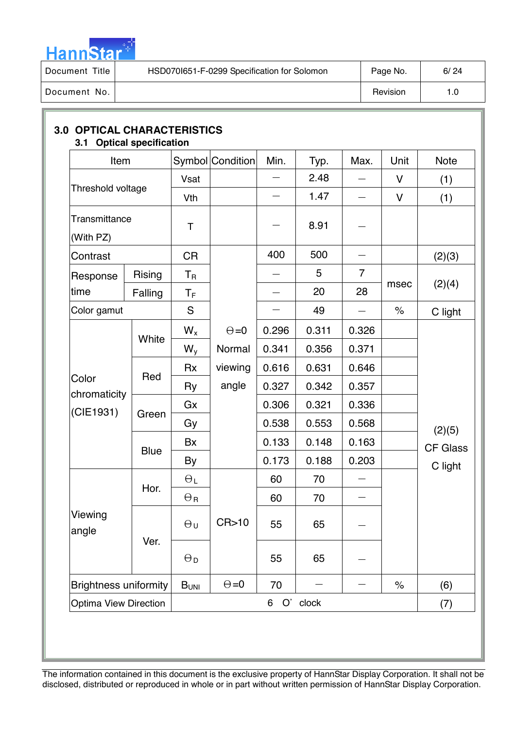## 3.0 OPTICAL CHARACTERISTICS

### 3.1 Optical specification

| Item | | Symbol | Condition | Min. | Typ. | Max. | Unit | Note |
|---|---|---|---|---|---|---|---|---|
| Threshold voltage | | Vsat | | — | 2.48 | — | V | (1) |
| | | Vth | | — | 1.47 | — | V | (1) |
| Transmittance (With PZ) | | T | | — | 8.91 | — | | |
| Contrast | | CR | Θ=0 Normal viewing angle | 400 | 500 | — | | (2)(3) |
| Response time | Rising | $T_R$ | | — | 5 | 7 | msec | (2)(4) |
| | Falling | $T_F$ | | — | 20 | 28 | msec | (2)(4) |
| Color gamut | | S | | — | 49 | — | % | C light |
| Color chromaticity (CIE1931) | White | $W_x$ | | 0.296 | 0.311 | 0.326 | | (2)(5) CF Glass C light |
| | | $W_y$ | | 0.341 | 0.356 | 0.371 | | |
| | Red | Rx | | 0.616 | 0.631 | 0.646 | | |
| | | Ry | | 0.327 | 0.342 | 0.357 | | |
| | Green | Gx | | 0.306 | 0.321 | 0.336 | | |
| | | Gy | | 0.538 | 0.553 | 0.568 | | |
| | Blue | Bx | | 0.133 | 0.148 | 0.163 | | |
| | | By | | 0.173 | 0.188 | 0.203 | | |
| Viewing angle | Hor. | $\Theta_L$ | CR>10 | 60 | 70 | — | | |
| | | $\Theta_R$ | | 60 | 70 | — | | |
| | Ver. | $\Theta_U$ | | 55 | 65 | — | | |
| | | $\Theta_D$ | | 55 | 65 | — | | |
| Brightness uniformity | | $B_{UNI}$ | Θ=0 | 70 | — | — | % | (6) |
| Optima View Direction | | 6 O' clock | | | | | | (7) |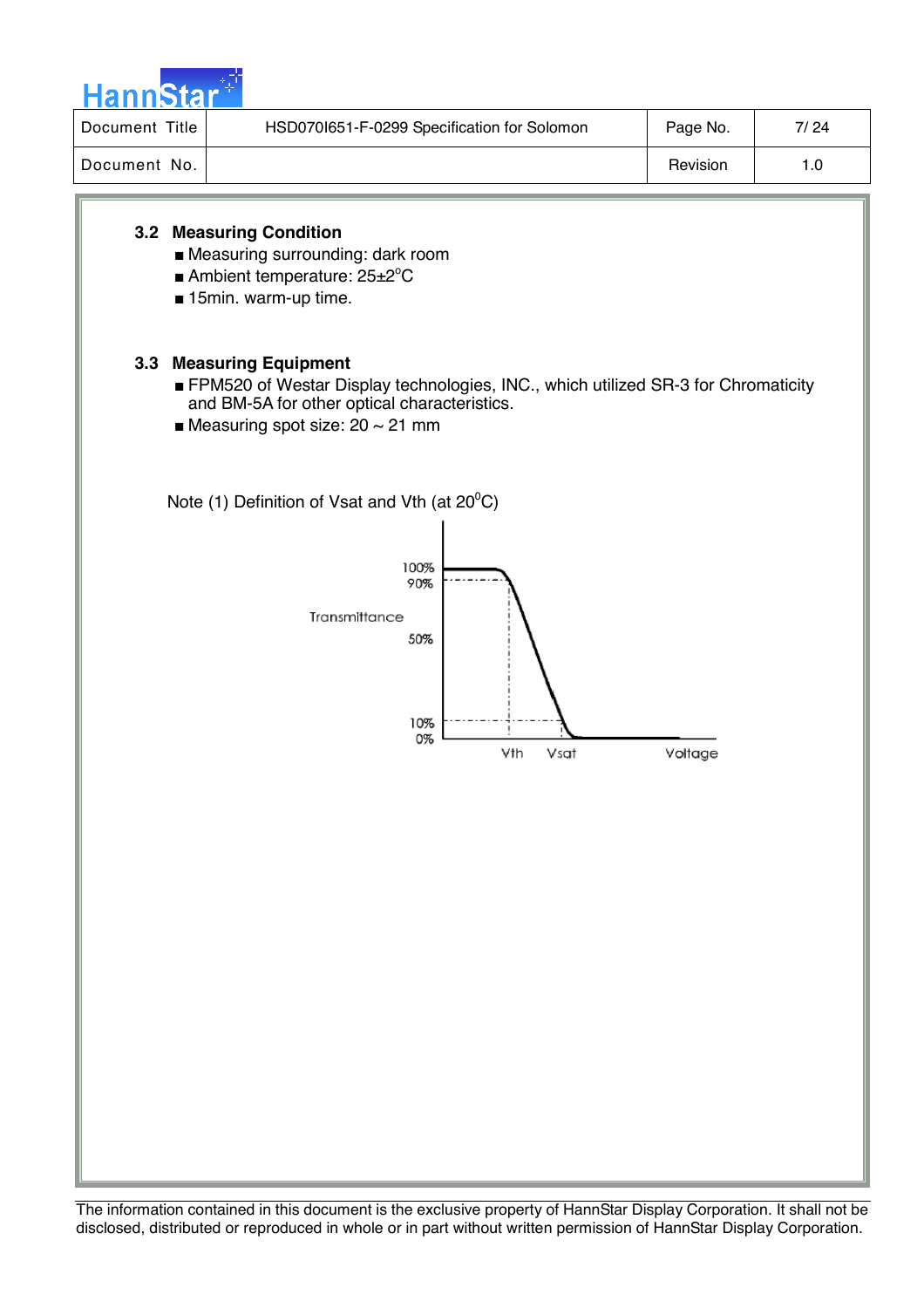### 3.2 Measuring Condition

- Measuring surrounding: dark room
- Ambient temperature: 25±2°C
- 15min. warm-up time.

### 3.3 Measuring Equipment

- FPM520 of Westar Display technologies, INC., which utilized SR-3 for Chromaticity and BM-5A for other optical characteristics.
- Measuring spot size: 20 ~ 21 mm

Note (1) Definition of Vsat and Vth (at 20°C)

Transmittance

100%
90%
50%
10%
0%

Vth Vsat Voltage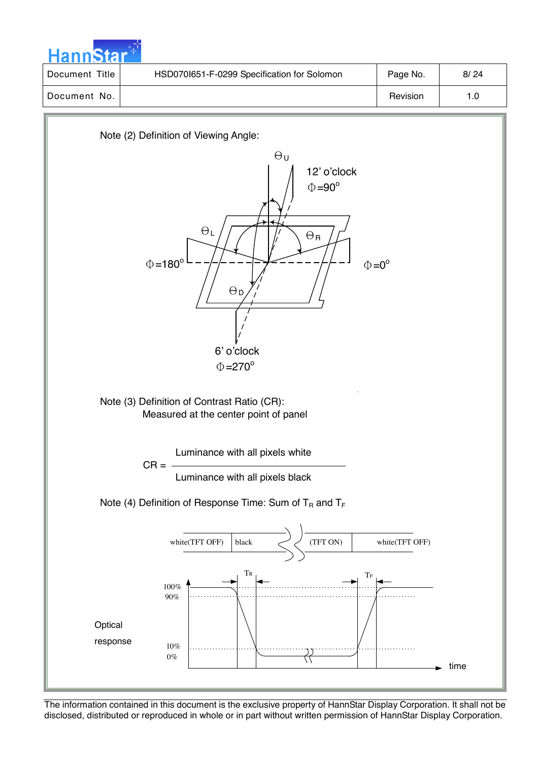Note (2) Definition of Viewing Angle:

Note (3) Definition of Contrast Ratio (CR):
Measured at the center point of panel

$$CR = \frac{\text{Luminance with all pixels white}}{\text{Luminance with all pixels black}}$$

Note (4) Definition of Response Time: Sum of $T_R$ and $T_F$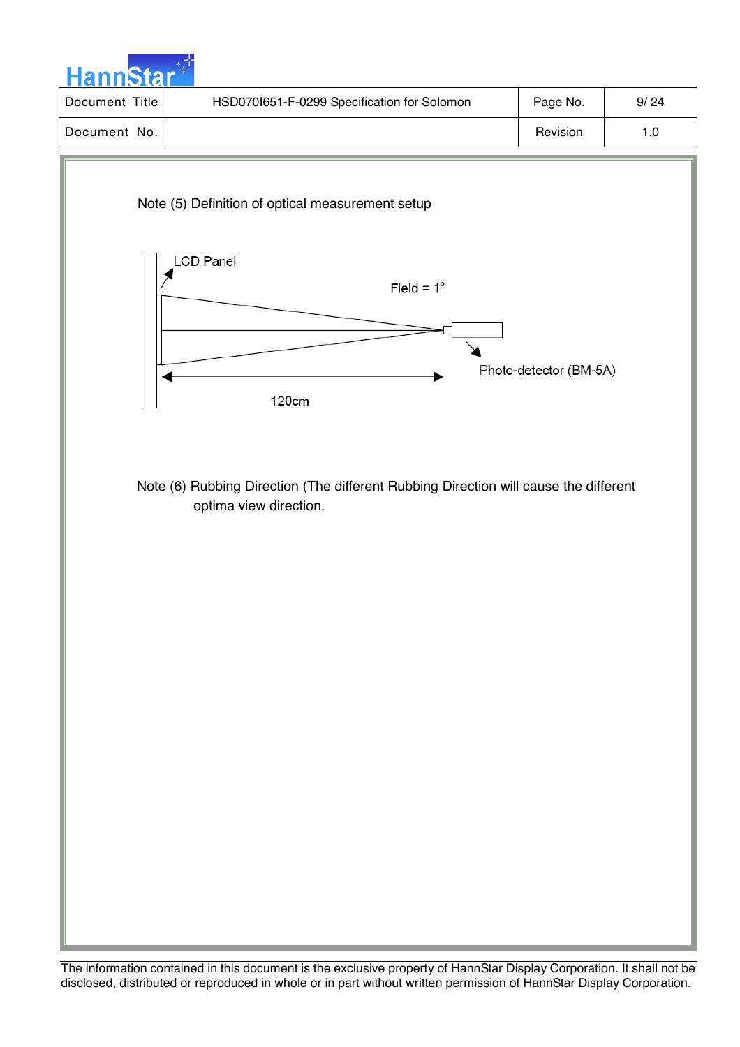Note (5) Definition of optical measurement setup

LCD Panel

Field = 1°

Photo-detector (BM-5A)

120cm

Note (6) Rubbing Direction (The different Rubbing Direction will cause the different optima view direction.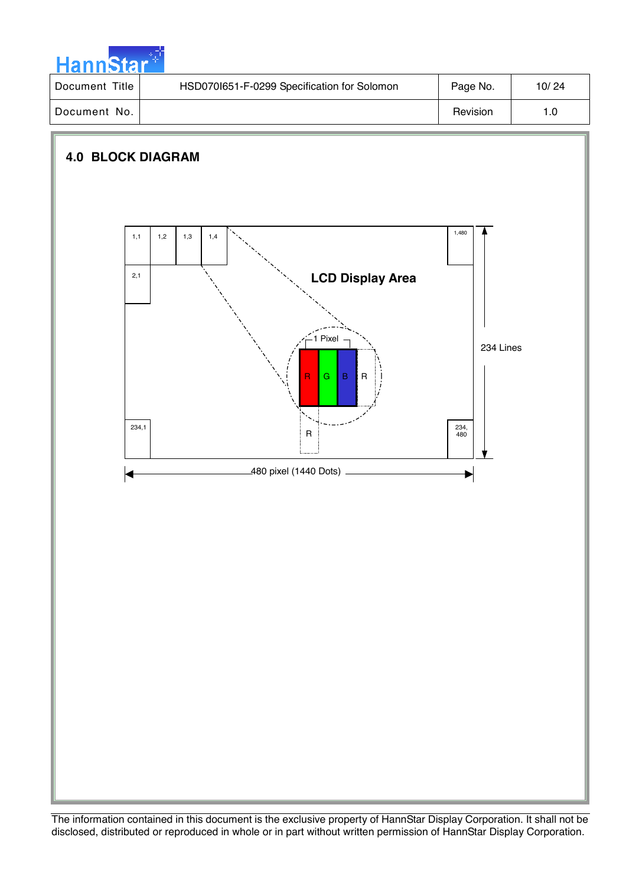## 4.0 BLOCK DIAGRAM

LCD Display Area

| 1,1 | 1,2 | 1,3 | 1,4 | 1,480 |
|---|---|---|---|---|
| 2,1 | | | | |
| 234,1 | | | | 234, 480 |

1 Pixel: R G B (R)

234 Lines

480 pixel (1440 Dots)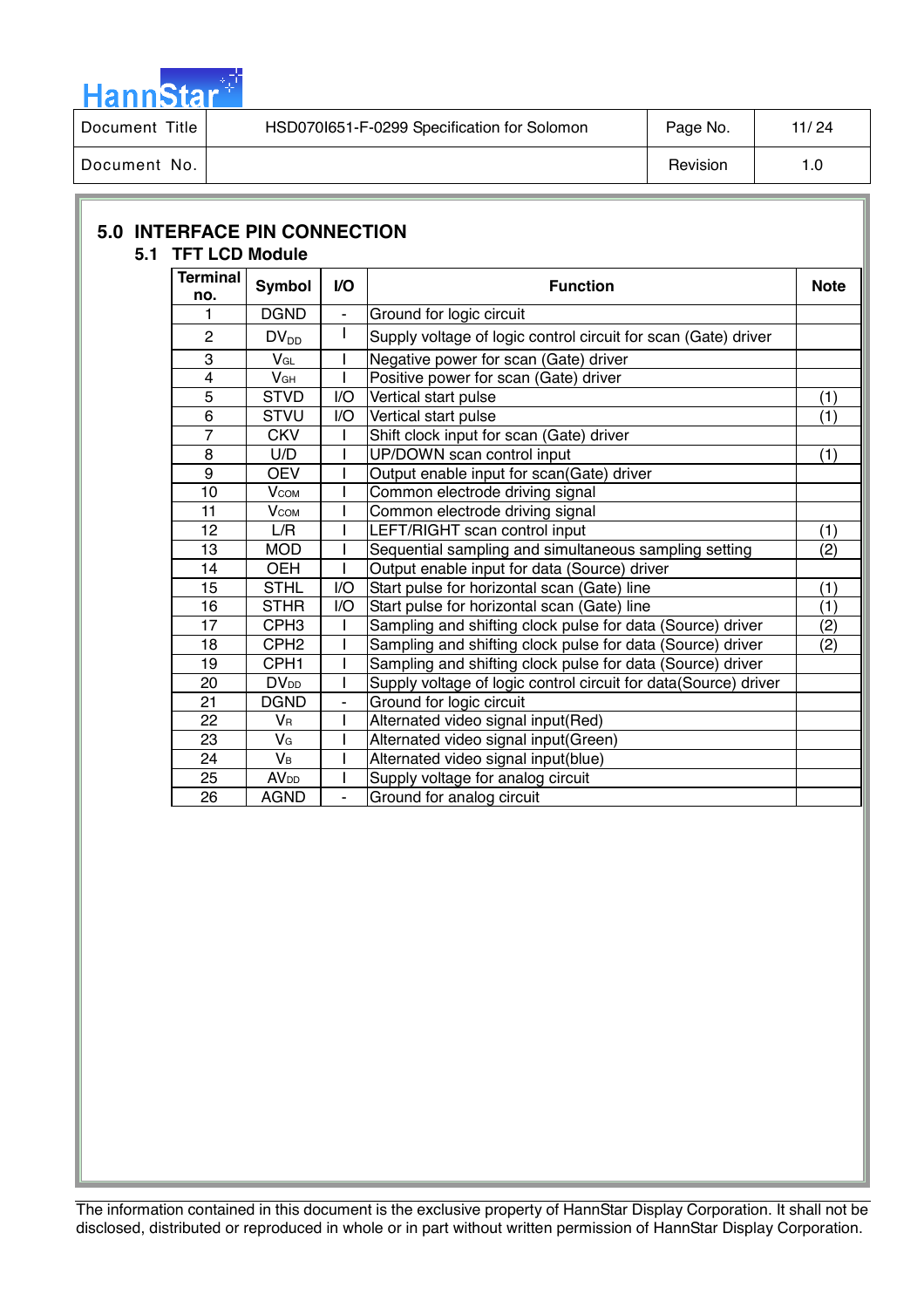## 5.0 INTERFACE PIN CONNECTION

### 5.1 TFT LCD Module

| Terminal no. | Symbol | I/O | Function | Note |
|---|---|---|---|---|
| 1 | DGND | - | Ground for logic circuit | |
| 2 | $DV_{DD}$ | I | Supply voltage of logic control circuit for scan (Gate) driver | |
| 3 | $V_{GL}$ | I | Negative power for scan (Gate) driver | |
| 4 | $V_{GH}$ | I | Positive power for scan (Gate) driver | |
| 5 | STVD | I/O | Vertical start pulse | (1) |
| 6 | STVU | I/O | Vertical start pulse | (1) |
| 7 | CKV | I | Shift clock input for scan (Gate) driver | |
| 8 | U/D | I | UP/DOWN scan control input | (1) |
| 9 | OEV | I | Output enable input for scan(Gate) driver | |
| 10 | $V_{COM}$ | I | Common electrode driving signal | |
| 11 | $V_{COM}$ | I | Common electrode driving signal | |
| 12 | L/R | I | LEFT/RIGHT scan control input | (1) |
| 13 | MOD | I | Sequential sampling and simultaneous sampling setting | (2) |
| 14 | OEH | I | Output enable input for data (Source) driver | |
| 15 | STHL | I/O | Start pulse for horizontal scan (Gate) line | (1) |
| 16 | STHR | I/O | Start pulse for horizontal scan (Gate) line | (1) |
| 17 | CPH3 | I | Sampling and shifting clock pulse for data (Source) driver | (2) |
| 18 | CPH2 | I | Sampling and shifting clock pulse for data (Source) driver | (2) |
| 19 | CPH1 | I | Sampling and shifting clock pulse for data (Source) driver | |
| 20 | $DV_{DD}$ | I | Supply voltage of logic control circuit for data(Source) driver | |
| 21 | DGND | - | Ground for logic circuit | |
| 22 | $V_R$ | I | Alternated video signal input(Red) | |
| 23 | $V_G$ | I | Alternated video signal input(Green) | |
| 24 | $V_B$ | I | Alternated video signal input(blue) | |
| 25 | $AV_{DD}$ | I | Supply voltage for analog circuit | |
| 26 | AGND | - | Ground for analog circuit | |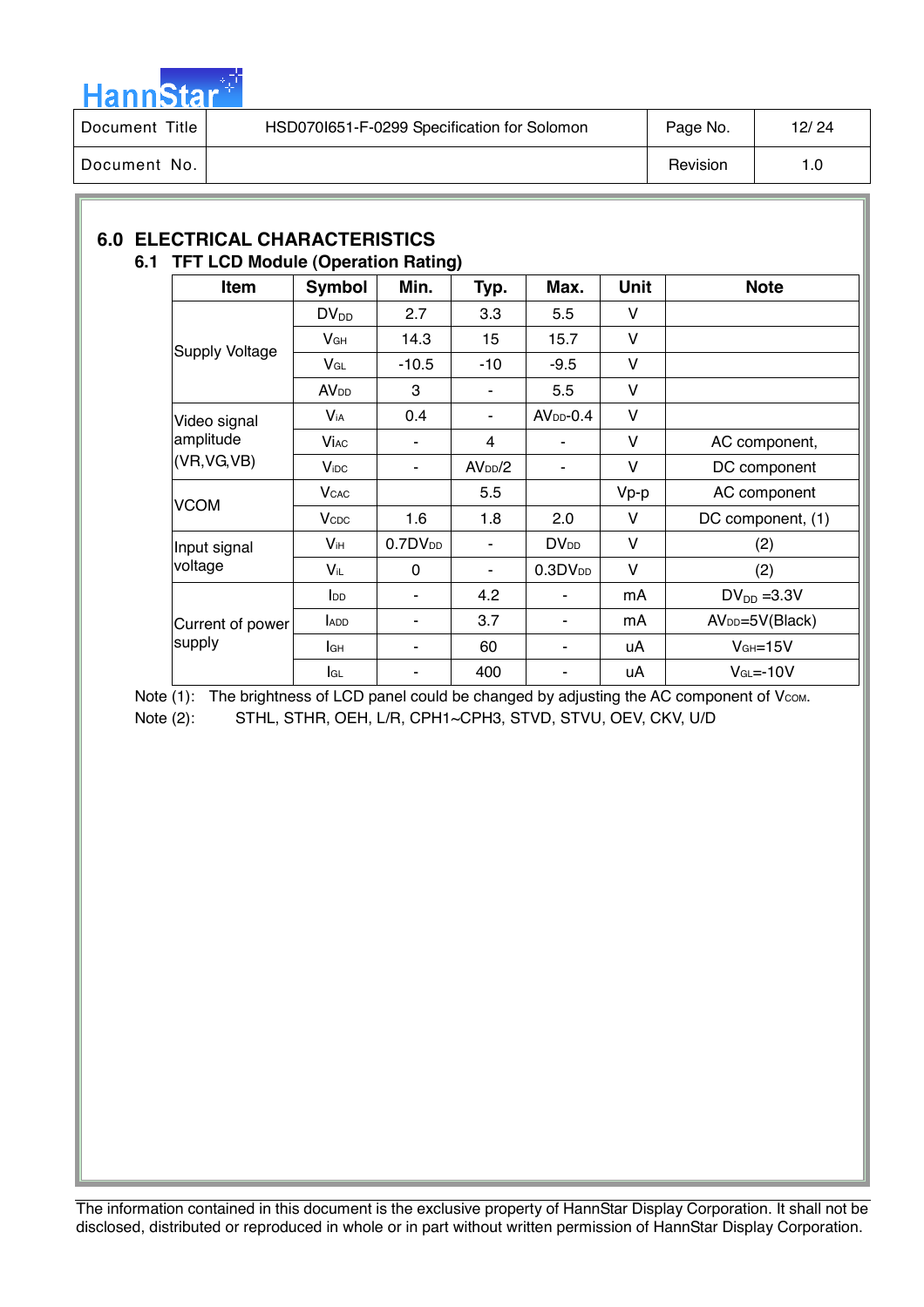## 6.0 ELECTRICAL CHARACTERISTICS

### 6.1 TFT LCD Module (Operation Rating)

| Item | Symbol | Min. | Typ. | Max. | Unit | Note |
|---|---|---|---|---|---|---|
| Supply Voltage | $DV_{DD}$ | 2.7 | 3.3 | 5.5 | V | |
| | $V_{GH}$ | 14.3 | 15 | 15.7 | V | |
| | $V_{GL}$ | -10.5 | -10 | -9.5 | V | |
| | $AV_{DD}$ | 3 | - | 5.5 | V | |
| Video signal amplitude (VR,VG,VB) | $V_{IA}$ | 0.4 | - | $AV_{DD}$-0.4 | V | |
| | $V_{IAC}$ | - | 4 | - | V | AC component, |
| | $V_{IDC}$ | - | $AV_{DD}/2$ | - | V | DC component |
| VCOM | $V_{CAC}$ | | 5.5 | | Vp-p | AC component |
| | $V_{CDC}$ | 1.6 | 1.8 | 2.0 | V | DC component, (1) |
| Input signal voltage | $V_{IH}$ | $0.7DV_{DD}$ | - | $DV_{DD}$ | V | (2) |
| | $V_{IL}$ | 0 | - | $0.3DV_{DD}$ | V | (2) |
| Current of power supply | $I_{DD}$ | - | 4.2 | - | mA | $DV_{DD}$ =3.3V |
| | $I_{ADD}$ | - | 3.7 | - | mA | $AV_{DD}$=5V(Black) |
| | $I_{GH}$ | - | 60 | - | uA | $V_{GH}$=15V |
| | $I_{GL}$ | - | 400 | - | uA | $V_{GL}$=-10V |

Note (1): The brightness of LCD panel could be changed by adjusting the AC component of $V_{COM}$.

Note (2): STHL, STHR, OEH, L/R, CPH1~CPH3, STVD, STVU, OEV, CKV, U/D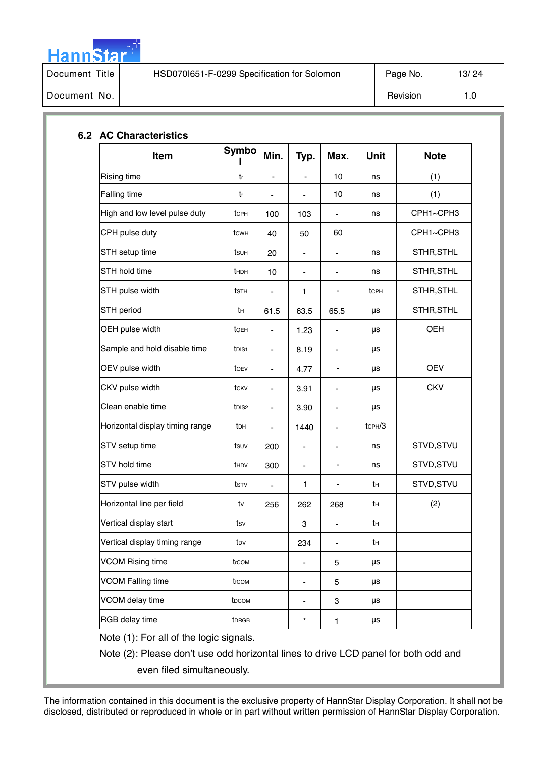### 6.2 AC Characteristics

| Item | Symbol | Min. | Typ. | Max. | Unit | Note |
|---|---|---|---|---|---|---|
| Rising time | $t_r$ | - | - | 10 | ns | (1) |
| Falling time | $t_f$ | - | - | 10 | ns | (1) |
| High and low level pulse duty | $t_{CPH}$ | 100 | 103 | - | ns | CPH1~CPH3 |
| CPH pulse duty | $t_{CWH}$ | 40 | 50 | 60 | | CPH1~CPH3 |
| STH setup time | $t_{SUH}$ | 20 | - | - | ns | STHR,STHL |
| STH hold time | $t_{HDH}$ | 10 | - | - | ns | STHR,STHL |
| STH pulse width | $t_{STH}$ | - | 1 | - | $t_{CPH}$ | STHR,STHL |
| STH period | $t_H$ | 61.5 | 63.5 | 65.5 | μs | STHR,STHL |
| OEH pulse width | $t_{OEH}$ | - | 1.23 | - | μs | OEH |
| Sample and hold disable time | $t_{DIS1}$ | - | 8.19 | - | μs | |
| OEV pulse width | $t_{OEV}$ | - | 4.77 | - | μs | OEV |
| CKV pulse width | $t_{CKV}$ | - | 3.91 | - | μs | CKV |
| Clean enable time | $t_{DIS2}$ | - | 3.90 | - | μs | |
| Horizontal display timing range | $t_{DH}$ | - | 1440 | - | $t_{CPH}/3$ | |
| STV setup time | $t_{SUV}$ | 200 | - | - | ns | STVD,STVU |
| STV hold time | $t_{HDV}$ | 300 | - | - | ns | STVD,STVU |
| STV pulse width | $t_{STV}$ | - | 1 | - | $t_H$ | STVD,STVU |
| Horizontal line per field | $t_V$ | 256 | 262 | 268 | $t_H$ | (2) |
| Vertical display start | $t_{SV}$ | | 3 | - | $t_H$ | |
| Vertical display timing range | $t_{DV}$ | | 234 | - | $t_H$ | |
| VCOM Rising time | $t_{rCOM}$ | | - | 5 | μs | |
| VCOM Falling time | $t_{fCOM}$ | | - | 5 | μs | |
| VCOM delay time | $t_{DCOM}$ | | - | 3 | μs | |
| RGB delay time | $t_{DRGB}$ | | * | 1 | μs | |

Note (1): For all of the logic signals.

Note (2): Please don't use odd horizontal lines to drive LCD panel for both odd and even filed simultaneously.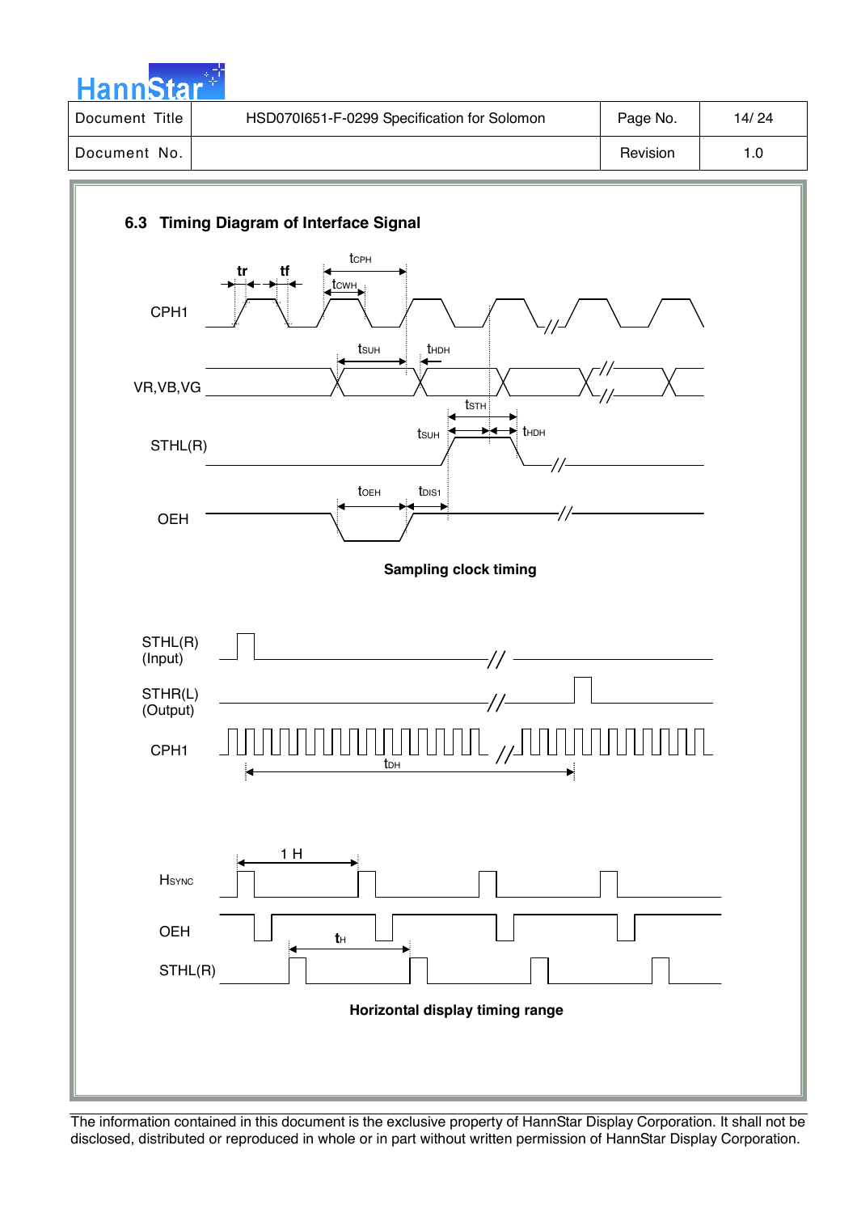### 6.3 Timing Diagram of Interface Signal

**Sampling clock timing**

**Horizontal display timing range**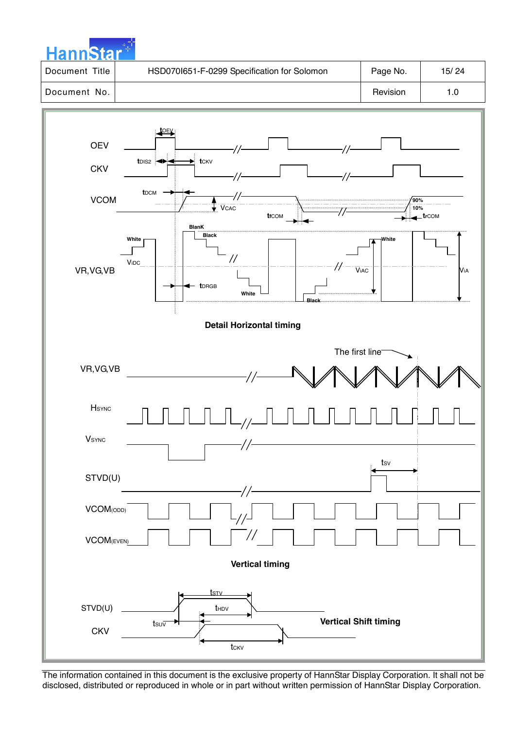**Detail Horizontal timing**

**Vertical timing**

**Vertical Shift timing**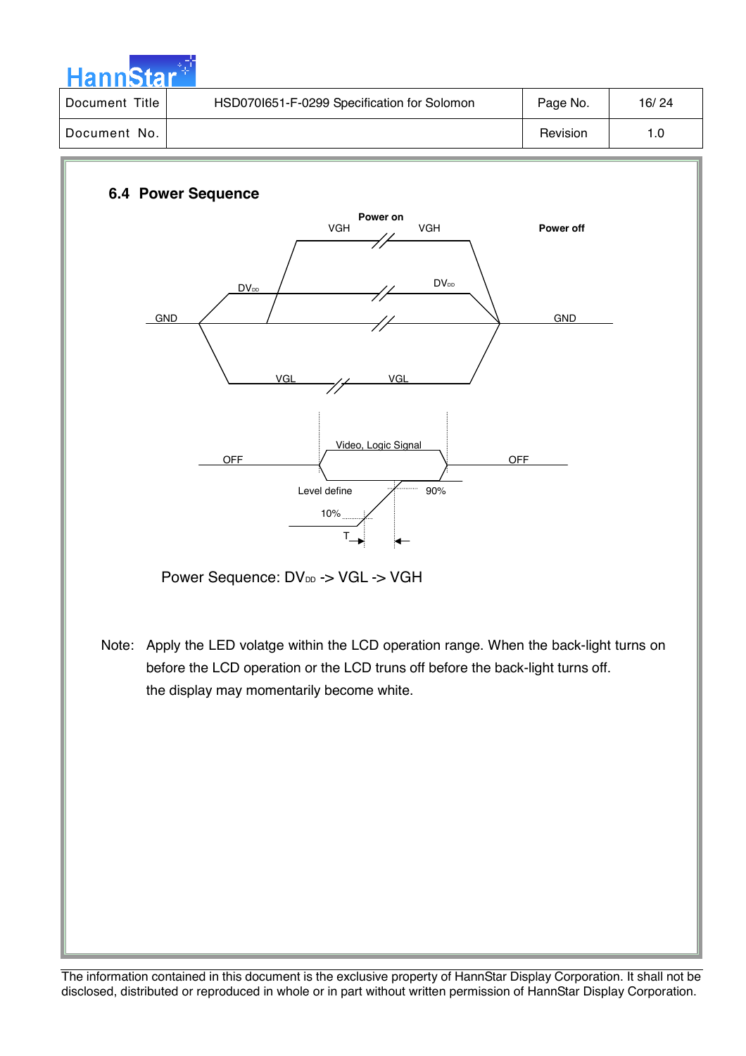## 6.4 Power Sequence

Power Sequence: $DV_{DD}$ -> VGL -> VGH

Note: Apply the LED volatge within the LCD operation range. When the back-light turns on before the LCD operation or the LCD truns off before the back-light turns off. the display may momentarily become white.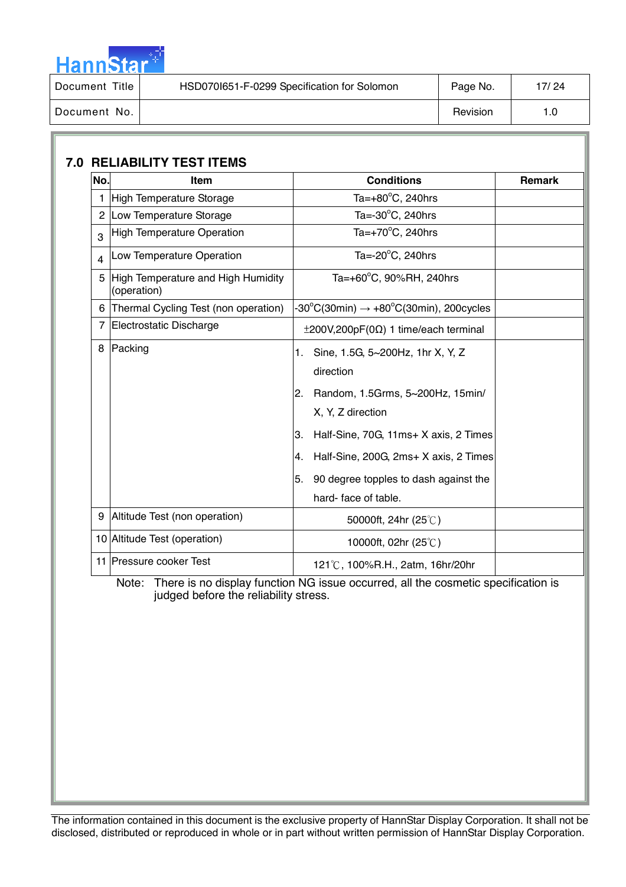## 7.0 RELIABILITY TEST ITEMS

| No. | Item | Conditions | Remark |
|---|---|---|---|
| 1 | High Temperature Storage | Ta=+80°C, 240hrs | |
| 2 | Low Temperature Storage | Ta=-30°C, 240hrs | |
| 3 | High Temperature Operation | Ta=+70°C, 240hrs | |
| 4 | Low Temperature Operation | Ta=-20°C, 240hrs | |
| 5 | High Temperature and High Humidity (operation) | Ta=+60°C, 90%RH, 240hrs | |
| 6 | Thermal Cycling Test (non operation) | -30°C(30min) → +80°C(30min), 200cycles | |
| 7 | Electrostatic Discharge | ±200V,200pF(0Ω) 1 time/each terminal | |
| 8 | Packing | 1. Sine, 1.5G, 5~200Hz, 1hr X, Y, Z direction<br>2. Random, 1.5Grms, 5~200Hz, 15min/ X, Y, Z direction<br>3. Half-Sine, 70G, 11ms+ X axis, 2 Times<br>4. Half-Sine, 200G, 2ms+ X axis, 2 Times<br>5. 90 degree topples to dash against the hard- face of table. | |
| 9 | Altitude Test (non operation) | 50000ft, 24hr (25℃) | |
| 10 | Altitude Test (operation) | 10000ft, 02hr (25℃) | |
| 11 | Pressure cooker Test | 121℃, 100%R.H., 2atm, 16hr/20hr | |

Note: There is no display function NG issue occurred, all the cosmetic specification is judged before the reliability stress.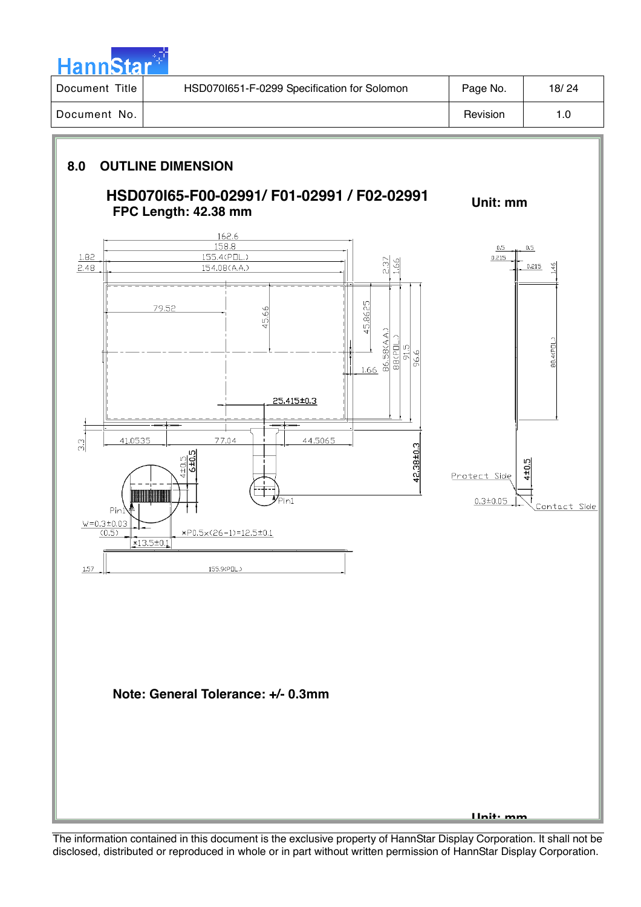## 8.0 OUTLINE DIMENSION

**HSD070I65-F00-02991/ F01-02991 / F02-02991**

**FPC Length: 42.38 mm**

**Unit: mm**

**Note: General Tolerance: +/- 0.3mm**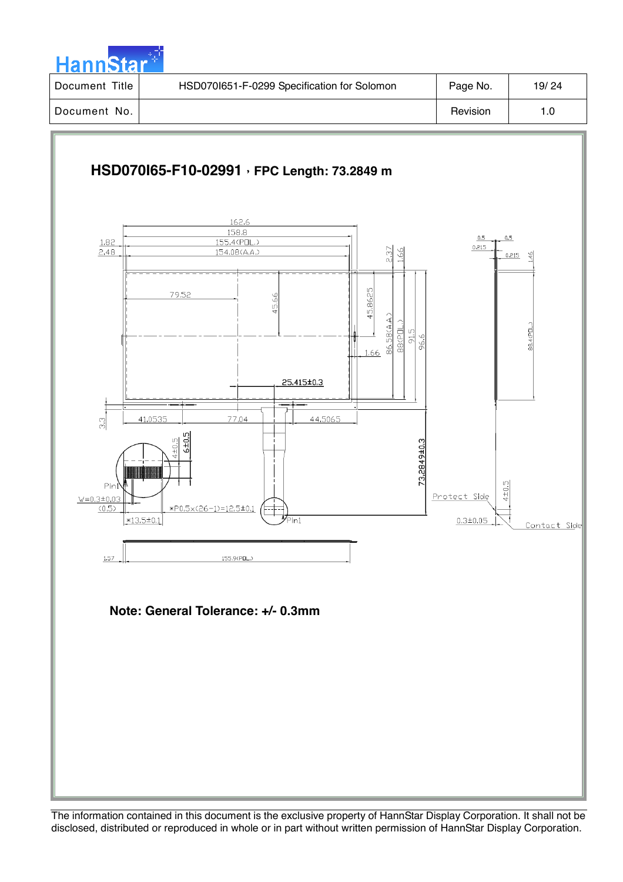| Document Title | HSD070I651-F-0299 Specification for Solomon | Page No. | 19/ 24 |
|---|---|---|---|
| Document No. | | Revision | 1.0 |

## HSD070I65-F10-02991，FPC Length: 73.2849 m

**Note: General Tolerance: +/- 0.3mm**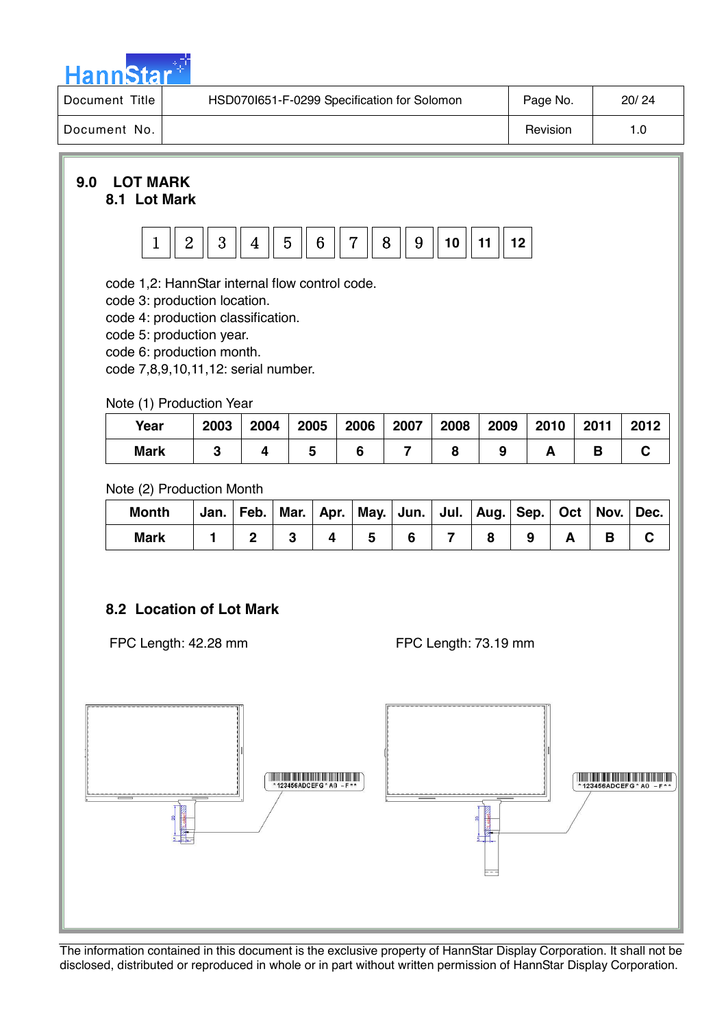## 9.0 LOT MARK

### 8.1 Lot Mark

| 1 | 2 | 3 | 4 | 5 | 6 | 7 | 8 | 9 | 10 | 11 | 12 |
|---|---|---|---|---|---|---|---|---|---|---|---|

code 1,2: HannStar internal flow control code.
code 3: production location.
code 4: production classification.
code 5: production year.
code 6: production month.
code 7,8,9,10,11,12: serial number.

Note (1) Production Year

| Year | 2003 | 2004 | 2005 | 2006 | 2007 | 2008 | 2009 | 2010 | 2011 | 2012 |
|---|---|---|---|---|---|---|---|---|---|---|
| Mark | 3 | 4 | 5 | 6 | 7 | 8 | 9 | A | B | C |

Note (2) Production Month

| Month | Jan. | Feb. | Mar. | Apr. | May. | Jun. | Jul. | Aug. | Sep. | Oct | Nov. | Dec. |
|---|---|---|---|---|---|---|---|---|---|---|---|---|
| Mark | 1 | 2 | 3 | 4 | 5 | 6 | 7 | 8 | 9 | A | B | C |

### 8.2 Location of Lot Mark

FPC Length: 42.28 mm

FPC Length: 73.19 mm

*123456ADCEFG*A0 -F**

*123456ADCEFG*A0 -F**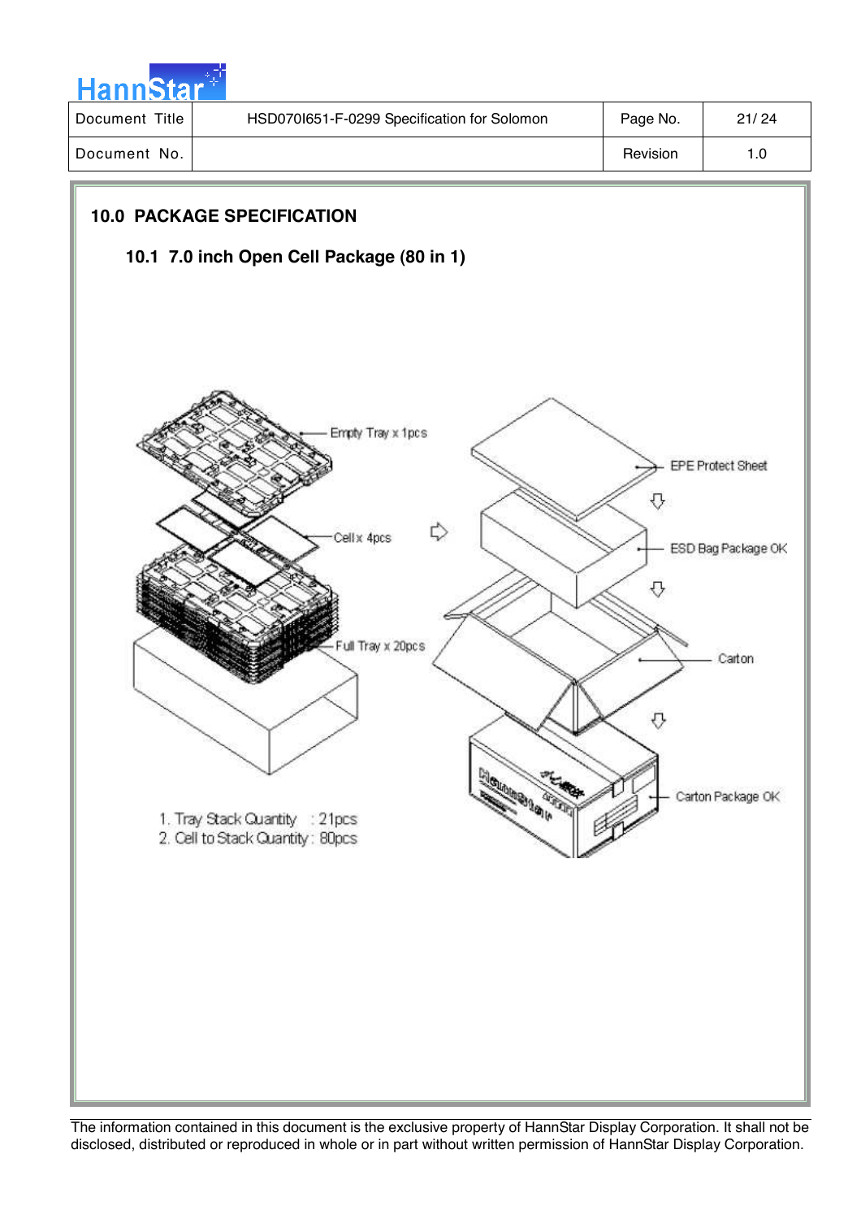## 10.0 PACKAGE SPECIFICATION

### 10.1 7.0 inch Open Cell Package (80 in 1)

Empty Tray x 1pcs

Cell x 4pcs

Full Tray x 20pcs

EPE Protect Sheet

ESD Bag Package OK

Carton

Carton Package OK

1. Tray Stack Quantity : 21pcs
2. Cell to Stack Quantity : 80pcs

The information contained in this document is the exclusive property of HannStar Display Corporation. It shall not be disclosed, distributed or reproduced in whole or in part without written permission of HannStar Display Corporation.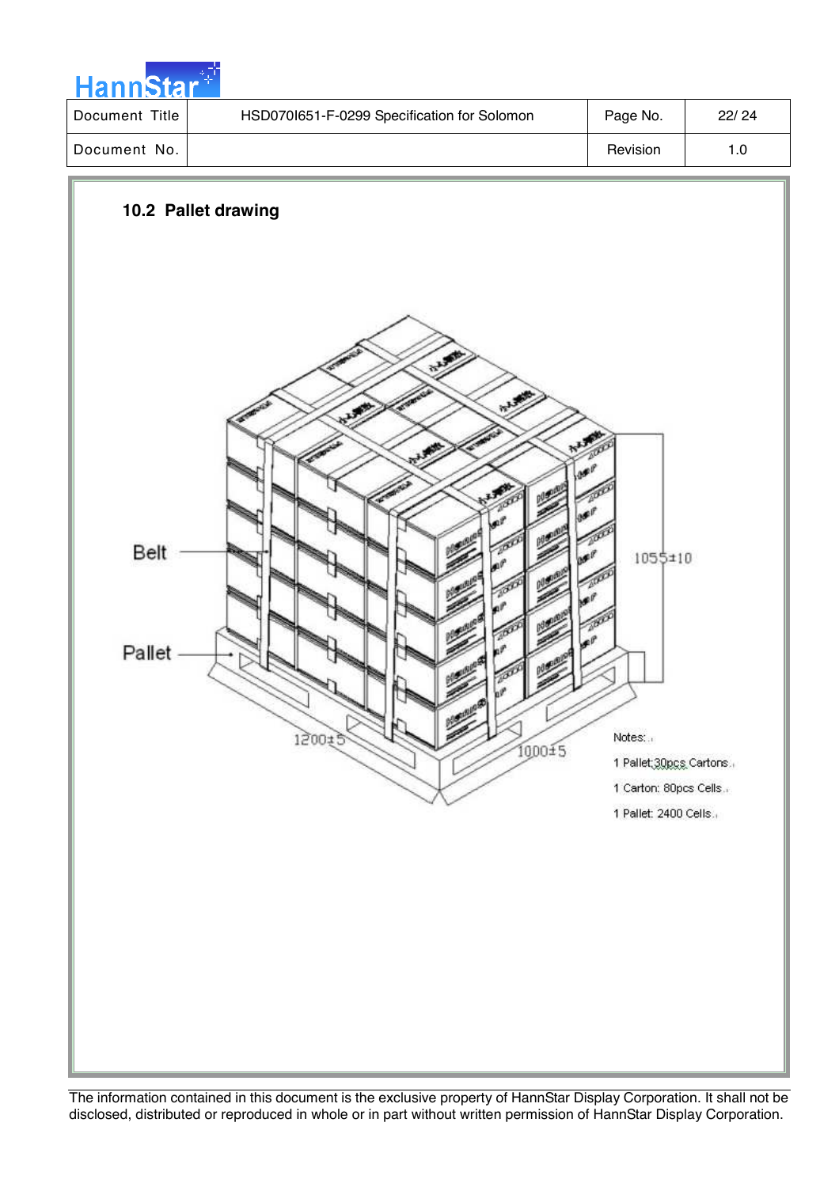## 10.2 Pallet drawing

Belt

Pallet

1055±10

1200±5

1000±5

Notes:

1 Pallet:30pcs Cartons

1 Carton: 80pcs Cells

1 Pallet: 2400 Cells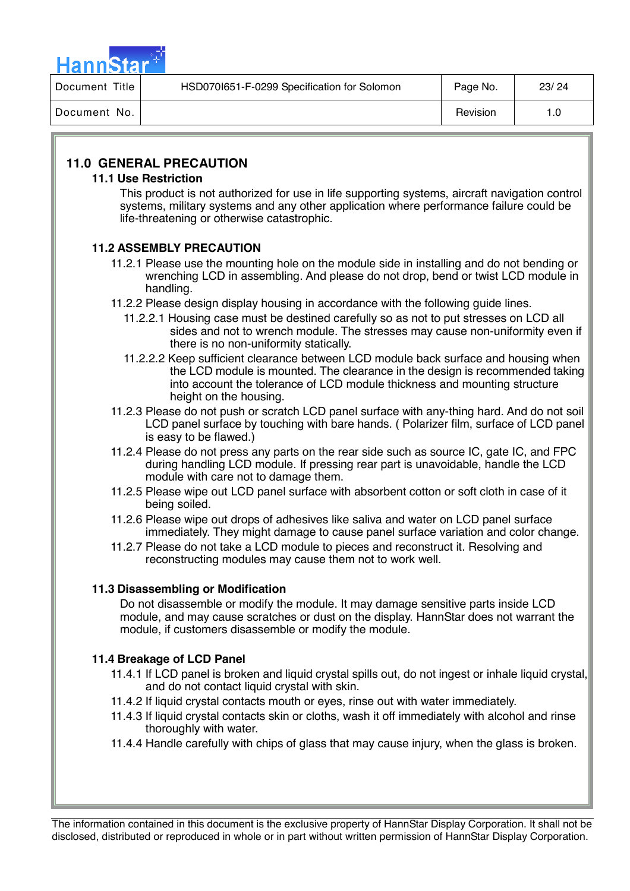## 11.0 GENERAL PRECAUTION

### 11.1 Use Restriction

This product is not authorized for use in life supporting systems, aircraft navigation control systems, military systems and any other application where performance failure could be life-threatening or otherwise catastrophic.

### 11.2 ASSEMBLY PRECAUTION

11.2.1 Please use the mounting hole on the module side in installing and do not bending or wrenching LCD in assembling. And please do not drop, bend or twist LCD module in handling.

11.2.2 Please design display housing in accordance with the following guide lines.

11.2.2.1 Housing case must be destined carefully so as not to put stresses on LCD all sides and not to wrench module. The stresses may cause non-uniformity even if there is no non-uniformity statically.

11.2.2.2 Keep sufficient clearance between LCD module back surface and housing when the LCD module is mounted. The clearance in the design is recommended taking into account the tolerance of LCD module thickness and mounting structure height on the housing.

11.2.3 Please do not push or scratch LCD panel surface with any-thing hard. And do not soil LCD panel surface by touching with bare hands. ( Polarizer film, surface of LCD panel is easy to be flawed.)

11.2.4 Please do not press any parts on the rear side such as source IC, gate IC, and FPC during handling LCD module. If pressing rear part is unavoidable, handle the LCD module with care not to damage them.

11.2.5 Please wipe out LCD panel surface with absorbent cotton or soft cloth in case of it being soiled.

11.2.6 Please wipe out drops of adhesives like saliva and water on LCD panel surface immediately. They might damage to cause panel surface variation and color change.

11.2.7 Please do not take a LCD module to pieces and reconstruct it. Resolving and reconstructing modules may cause them not to work well.

### 11.3 Disassembling or Modification

Do not disassemble or modify the module. It may damage sensitive parts inside LCD module, and may cause scratches or dust on the display. HannStar does not warrant the module, if customers disassemble or modify the module.

### 11.4 Breakage of LCD Panel

11.4.1 If LCD panel is broken and liquid crystal spills out, do not ingest or inhale liquid crystal, and do not contact liquid crystal with skin.

11.4.2 If liquid crystal contacts mouth or eyes, rinse out with water immediately.

11.4.3 If liquid crystal contacts skin or cloths, wash it off immediately with alcohol and rinse thoroughly with water.

11.4.4 Handle carefully with chips of glass that may cause injury, when the glass is broken.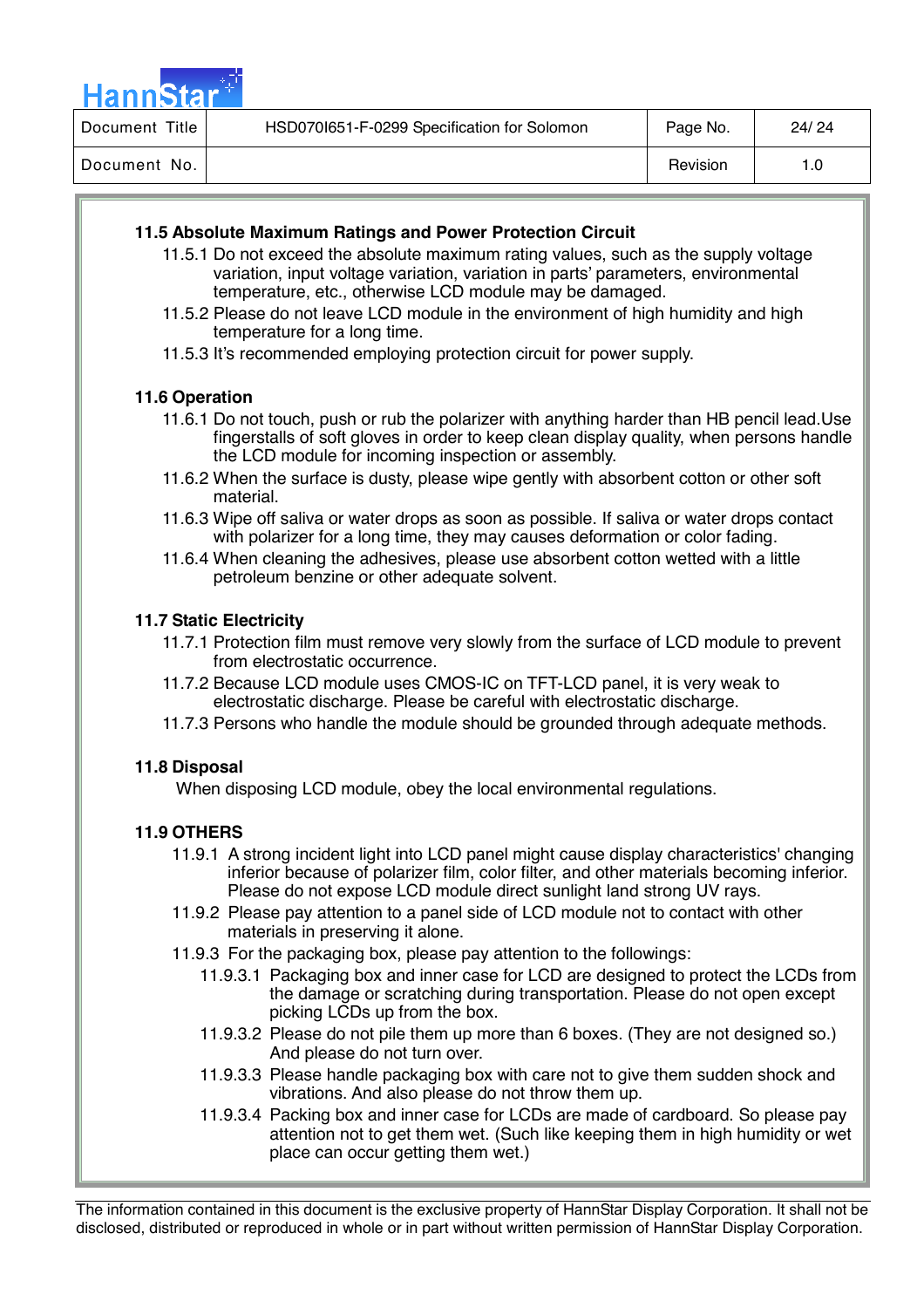### 11.5 Absolute Maximum Ratings and Power Protection Circuit

11.5.1 Do not exceed the absolute maximum rating values, such as the supply voltage variation, input voltage variation, variation in parts' parameters, environmental temperature, etc., otherwise LCD module may be damaged.

11.5.2 Please do not leave LCD module in the environment of high humidity and high temperature for a long time.

11.5.3 It's recommended employing protection circuit for power supply.

### 11.6 Operation

11.6.1 Do not touch, push or rub the polarizer with anything harder than HB pencil lead.Use fingerstalls of soft gloves in order to keep clean display quality, when persons handle the LCD module for incoming inspection or assembly.

11.6.2 When the surface is dusty, please wipe gently with absorbent cotton or other soft material.

11.6.3 Wipe off saliva or water drops as soon as possible. If saliva or water drops contact with polarizer for a long time, they may causes deformation or color fading.

11.6.4 When cleaning the adhesives, please use absorbent cotton wetted with a little petroleum benzine or other adequate solvent.

### 11.7 Static Electricity

11.7.1 Protection film must remove very slowly from the surface of LCD module to prevent from electrostatic occurrence.

11.7.2 Because LCD module uses CMOS-IC on TFT-LCD panel, it is very weak to electrostatic discharge. Please be careful with electrostatic discharge.

11.7.3 Persons who handle the module should be grounded through adequate methods.

### 11.8 Disposal

When disposing LCD module, obey the local environmental regulations.

### 11.9 OTHERS

11.9.1 A strong incident light into LCD panel might cause display characteristics' changing inferior because of polarizer film, color filter, and other materials becoming inferior. Please do not expose LCD module direct sunlight land strong UV rays.

11.9.2 Please pay attention to a panel side of LCD module not to contact with other materials in preserving it alone.

11.9.3 For the packaging box, please pay attention to the followings:

- 11.9.3.1 Packaging box and inner case for LCD are designed to protect the LCDs from the damage or scratching during transportation. Please do not open except picking LCDs up from the box.
- 11.9.3.2 Please do not pile them up more than 6 boxes. (They are not designed so.) And please do not turn over.
- 11.9.3.3 Please handle packaging box with care not to give them sudden shock and vibrations. And also please do not throw them up.
- 11.9.3.4 Packing box and inner case for LCDs are made of cardboard. So please pay attention not to get them wet. (Such like keeping them in high humidity or wet place can occur getting them wet.)